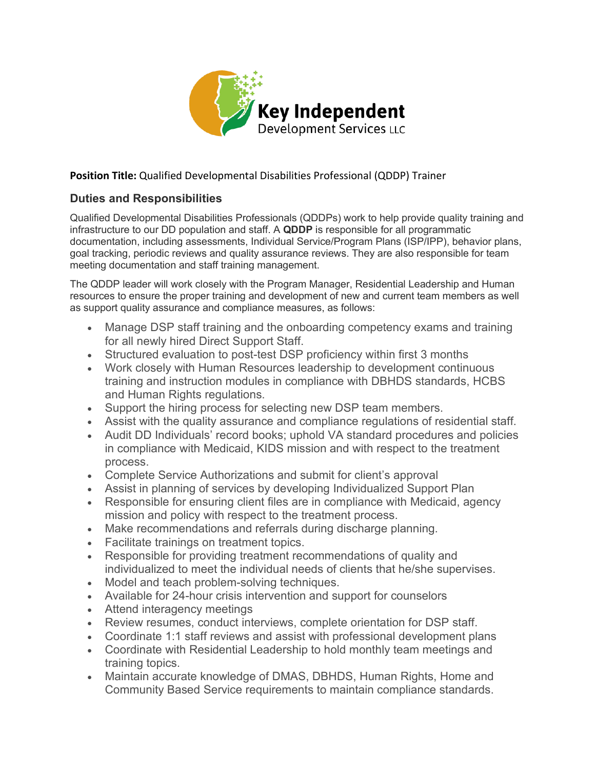**Key Independent**
Development Services LLC

**Position Title:** Qualified Developmental Disabilities Professional (QDDP) Trainer

## Duties and Responsibilities

Qualified Developmental Disabilities Professionals (QDDPs) work to help provide quality training and infrastructure to our DD population and staff. A **QDDP** is responsible for all programmatic documentation, including assessments, Individual Service/Program Plans (ISP/IPP), behavior plans, goal tracking, periodic reviews and quality assurance reviews. They are also responsible for team meeting documentation and staff training management.

The QDDP leader will work closely with the Program Manager, Residential Leadership and Human resources to ensure the proper training and development of new and current team members as well as support quality assurance and compliance measures, as follows:

- Manage DSP staff training and the onboarding competency exams and training for all newly hired Direct Support Staff.
- Structured evaluation to post-test DSP proficiency within first 3 months
- Work closely with Human Resources leadership to development continuous training and instruction modules in compliance with DBHDS standards, HCBS and Human Rights regulations.
- Support the hiring process for selecting new DSP team members.
- Assist with the quality assurance and compliance regulations of residential staff.
- Audit DD Individuals' record books; uphold VA standard procedures and policies in compliance with Medicaid, KIDS mission and with respect to the treatment process.
- Complete Service Authorizations and submit for client's approval
- Assist in planning of services by developing Individualized Support Plan
- Responsible for ensuring client files are in compliance with Medicaid, agency mission and policy with respect to the treatment process.
- Make recommendations and referrals during discharge planning.
- Facilitate trainings on treatment topics.
- Responsible for providing treatment recommendations of quality and individualized to meet the individual needs of clients that he/she supervises.
- Model and teach problem-solving techniques.
- Available for 24-hour crisis intervention and support for counselors
- Attend interagency meetings
- Review resumes, conduct interviews, complete orientation for DSP staff.
- Coordinate 1:1 staff reviews and assist with professional development plans
- Coordinate with Residential Leadership to hold monthly team meetings and training topics.
- Maintain accurate knowledge of DMAS, DBHDS, Human Rights, Home and Community Based Service requirements to maintain compliance standards.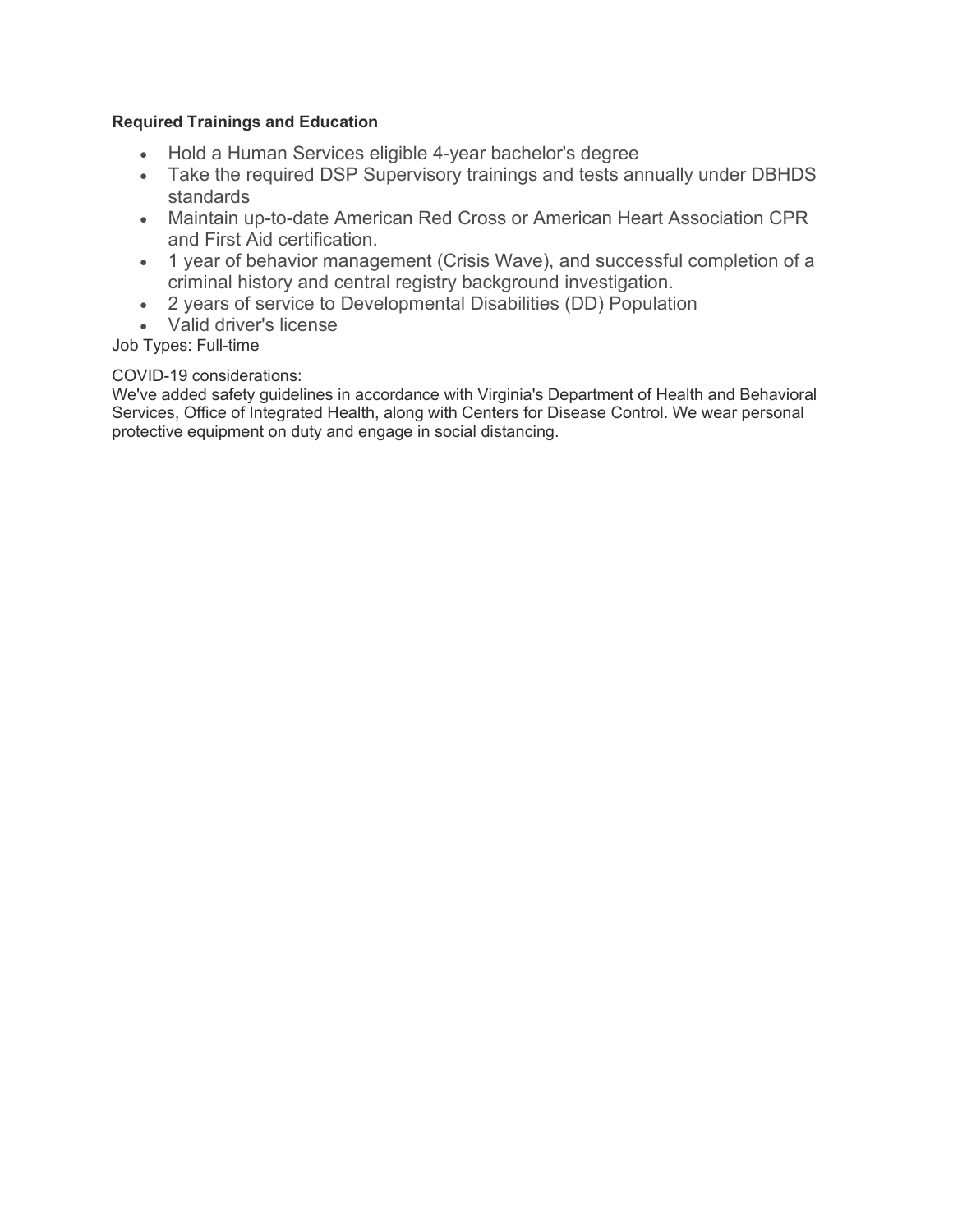**Required Trainings and Education**

- Hold a Human Services eligible 4-year bachelor's degree
- Take the required DSP Supervisory trainings and tests annually under DBHDS standards
- Maintain up-to-date American Red Cross or American Heart Association CPR and First Aid certification.
- 1 year of behavior management (Crisis Wave), and successful completion of a criminal history and central registry background investigation.
- 2 years of service to Developmental Disabilities (DD) Population
- Valid driver's license

Job Types: Full-time

COVID-19 considerations:
We've added safety guidelines in accordance with Virginia's Department of Health and Behavioral Services, Office of Integrated Health, along with Centers for Disease Control. We wear personal protective equipment on duty and engage in social distancing.